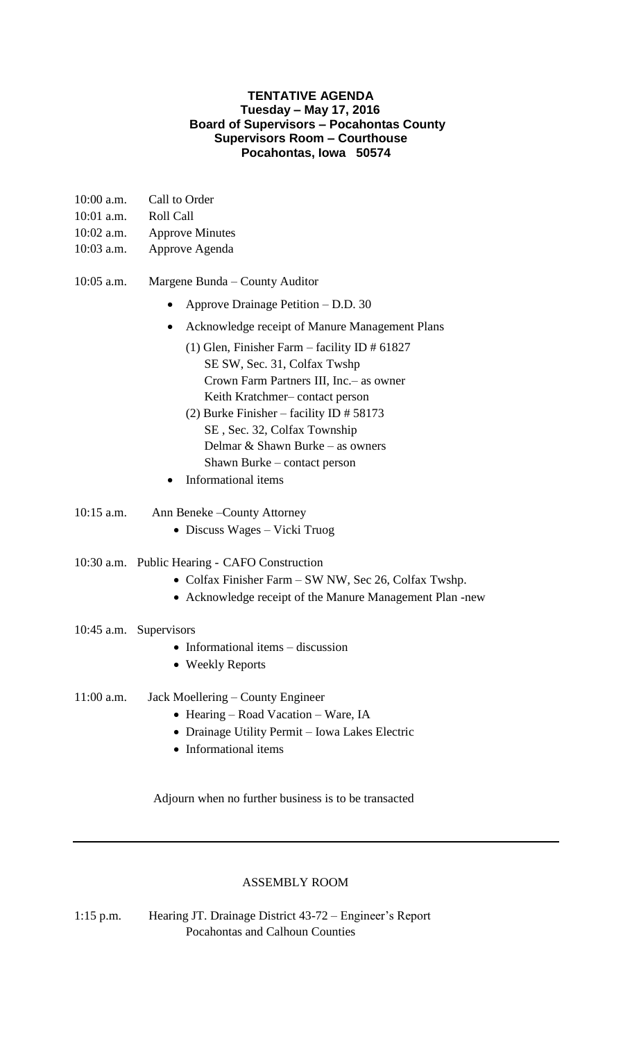**TENTATIVE AGENDA**
**Tuesday – May 17, 2016**
**Board of Supervisors – Pocahontas County**
**Supervisors Room – Courthouse**
**Pocahontas, Iowa 50574**

10:00 a.m. Call to Order
10:01 a.m. Roll Call
10:02 a.m. Approve Minutes
10:03 a.m. Approve Agenda

10:05 a.m. Margene Bunda – County Auditor

- Approve Drainage Petition – D.D. 30
- Acknowledge receipt of Manure Management Plans
  (1) Glen, Finisher Farm – facility ID # 61827
  SE SW, Sec. 31, Colfax Twshp
  Crown Farm Partners III, Inc.– as owner
  Keith Kratchmer– contact person
  (2) Burke Finisher – facility ID # 58173
  SE , Sec. 32, Colfax Township
  Delmar & Shawn Burke – as owners
  Shawn Burke – contact person
- Informational items

10:15 a.m. Ann Beneke –County Attorney

- Discuss Wages – Vicki Truog

10:30 a.m. Public Hearing - CAFO Construction

- Colfax Finisher Farm – SW NW, Sec 26, Colfax Twshp.
- Acknowledge receipt of the Manure Management Plan -new

10:45 a.m. Supervisors

- Informational items – discussion
- Weekly Reports

11:00 a.m. Jack Moellering – County Engineer

- Hearing – Road Vacation – Ware, IA
- Drainage Utility Permit – Iowa Lakes Electric
- Informational items

Adjourn when no further business is to be transacted

---

ASSEMBLY ROOM

1:15 p.m. Hearing JT. Drainage District 43-72 – Engineer's Report
Pocahontas and Calhoun Counties